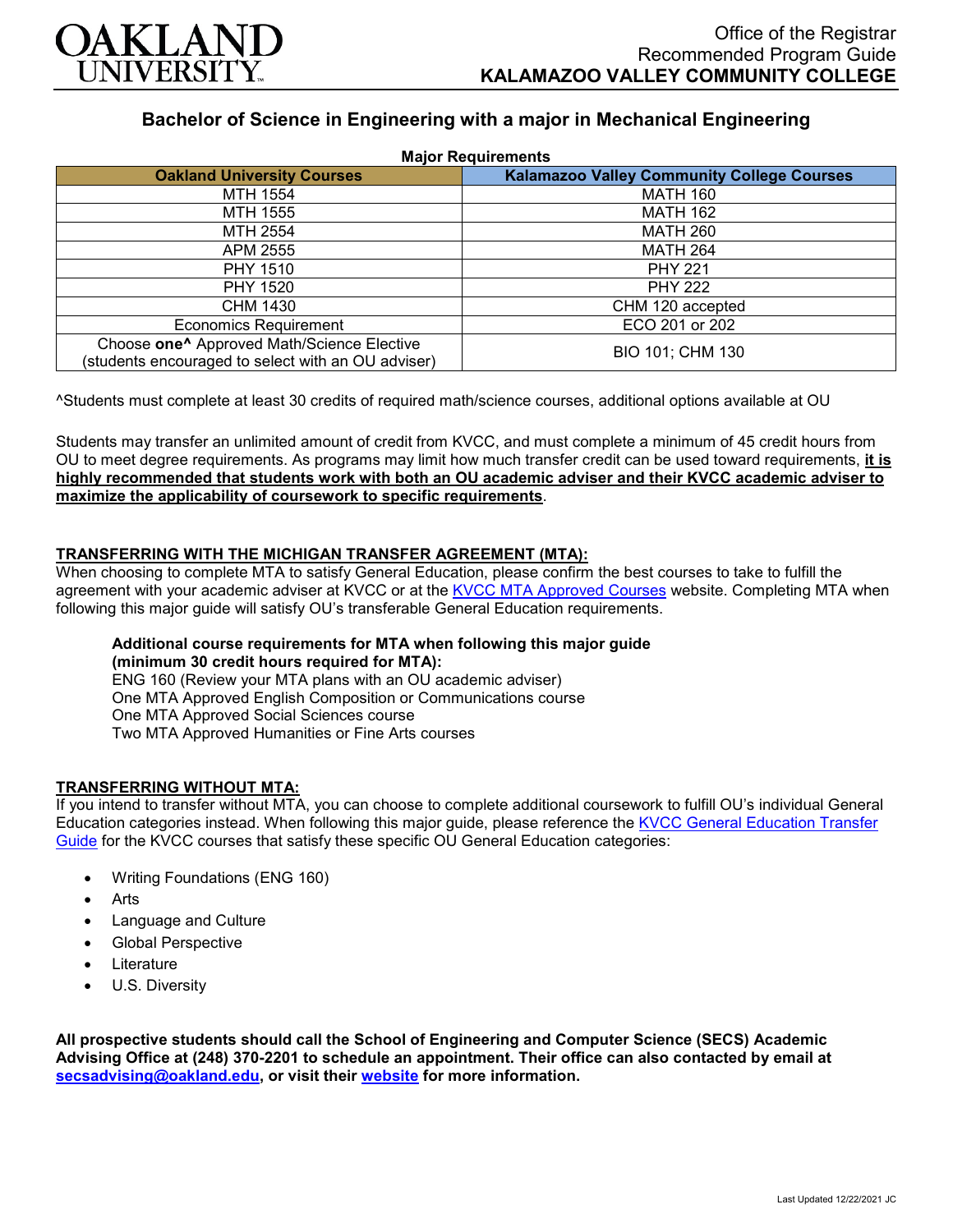OAKLAND UNIVERSITY

Office of the Registrar
Recommended Program Guide
**KALAMAZOO VALLEY COMMUNITY COLLEGE**

## Bachelor of Science in Engineering with a major in Mechanical Engineering

**Major Requirements**

| Oakland University Courses | Kalamazoo Valley Community College Courses |
|---|---|
| MTH 1554 | MATH 160 |
| MTH 1555 | MATH 162 |
| MTH 2554 | MATH 260 |
| APM 2555 | MATH 264 |
| PHY 1510 | PHY 221 |
| PHY 1520 | PHY 222 |
| CHM 1430 | CHM 120 accepted |
| Economics Requirement | ECO 201 or 202 |
| Choose **one^** Approved Math/Science Elective (students encouraged to select with an OU adviser) | BIO 101; CHM 130 |

^Students must complete at least 30 credits of required math/science courses, additional options available at OU

Students may transfer an unlimited amount of credit from KVCC, and must complete a minimum of 45 credit hours from OU to meet degree requirements. As programs may limit how much transfer credit can be used toward requirements, **it is highly recommended that students work with both an OU academic adviser and their KVCC academic adviser to maximize the applicability of coursework to specific requirements**.

### TRANSFERRING WITH THE MICHIGAN TRANSFER AGREEMENT (MTA):

When choosing to complete MTA to satisfy General Education, please confirm the best courses to take to fulfill the agreement with your academic adviser at KVCC or at the KVCC MTA Approved Courses website. Completing MTA when following this major guide will satisfy OU's transferable General Education requirements.

**Additional course requirements for MTA when following this major guide (minimum 30 credit hours required for MTA):**
ENG 160 (Review your MTA plans with an OU academic adviser)
One MTA Approved English Composition or Communications course
One MTA Approved Social Sciences course
Two MTA Approved Humanities or Fine Arts courses

### TRANSFERRING WITHOUT MTA:

If you intend to transfer without MTA, you can choose to complete additional coursework to fulfill OU's individual General Education categories instead. When following this major guide, please reference the KVCC General Education Transfer Guide for the KVCC courses that satisfy these specific OU General Education categories:

- Writing Foundations (ENG 160)
- Arts
- Language and Culture
- Global Perspective
- Literature
- U.S. Diversity

**All prospective students should call the School of Engineering and Computer Science (SECS) Academic Advising Office at (248) 370-2201 to schedule an appointment. Their office can also contacted by email at secsadvising@oakland.edu, or visit their website for more information.**

Last Updated 12/22/2021 JC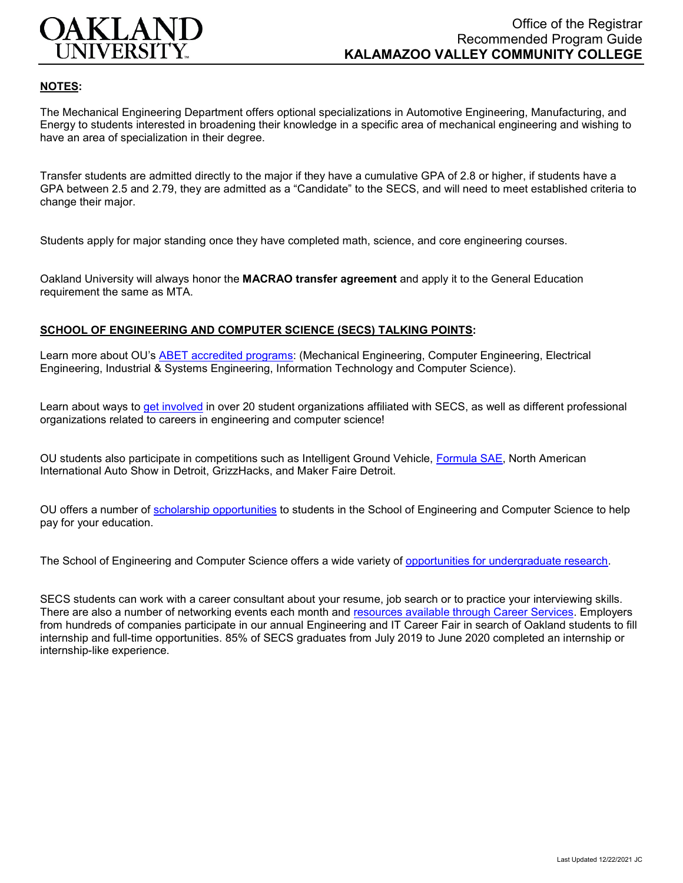**NOTES:**

The Mechanical Engineering Department offers optional specializations in Automotive Engineering, Manufacturing, and Energy to students interested in broadening their knowledge in a specific area of mechanical engineering and wishing to have an area of specialization in their degree.

Transfer students are admitted directly to the major if they have a cumulative GPA of 2.8 or higher, if students have a GPA between 2.5 and 2.79, they are admitted as a "Candidate" to the SECS, and will need to meet established criteria to change their major.

Students apply for major standing once they have completed math, science, and core engineering courses.

Oakland University will always honor the **MACRAO transfer agreement** and apply it to the General Education requirement the same as MTA.

**SCHOOL OF ENGINEERING AND COMPUTER SCIENCE (SECS) TALKING POINTS:**

Learn more about OU's ABET accredited programs: (Mechanical Engineering, Computer Engineering, Electrical Engineering, Industrial & Systems Engineering, Information Technology and Computer Science).

Learn about ways to get involved in over 20 student organizations affiliated with SECS, as well as different professional organizations related to careers in engineering and computer science!

OU students also participate in competitions such as Intelligent Ground Vehicle, Formula SAE, North American International Auto Show in Detroit, GrizzHacks, and Maker Faire Detroit.

OU offers a number of scholarship opportunities to students in the School of Engineering and Computer Science to help pay for your education.

The School of Engineering and Computer Science offers a wide variety of opportunities for undergraduate research.

SECS students can work with a career consultant about your resume, job search or to practice your interviewing skills. There are also a number of networking events each month and resources available through Career Services. Employers from hundreds of companies participate in our annual Engineering and IT Career Fair in search of Oakland students to fill internship and full-time opportunities. 85% of SECS graduates from July 2019 to June 2020 completed an internship or internship-like experience.

Last Updated 12/22/2021 JC